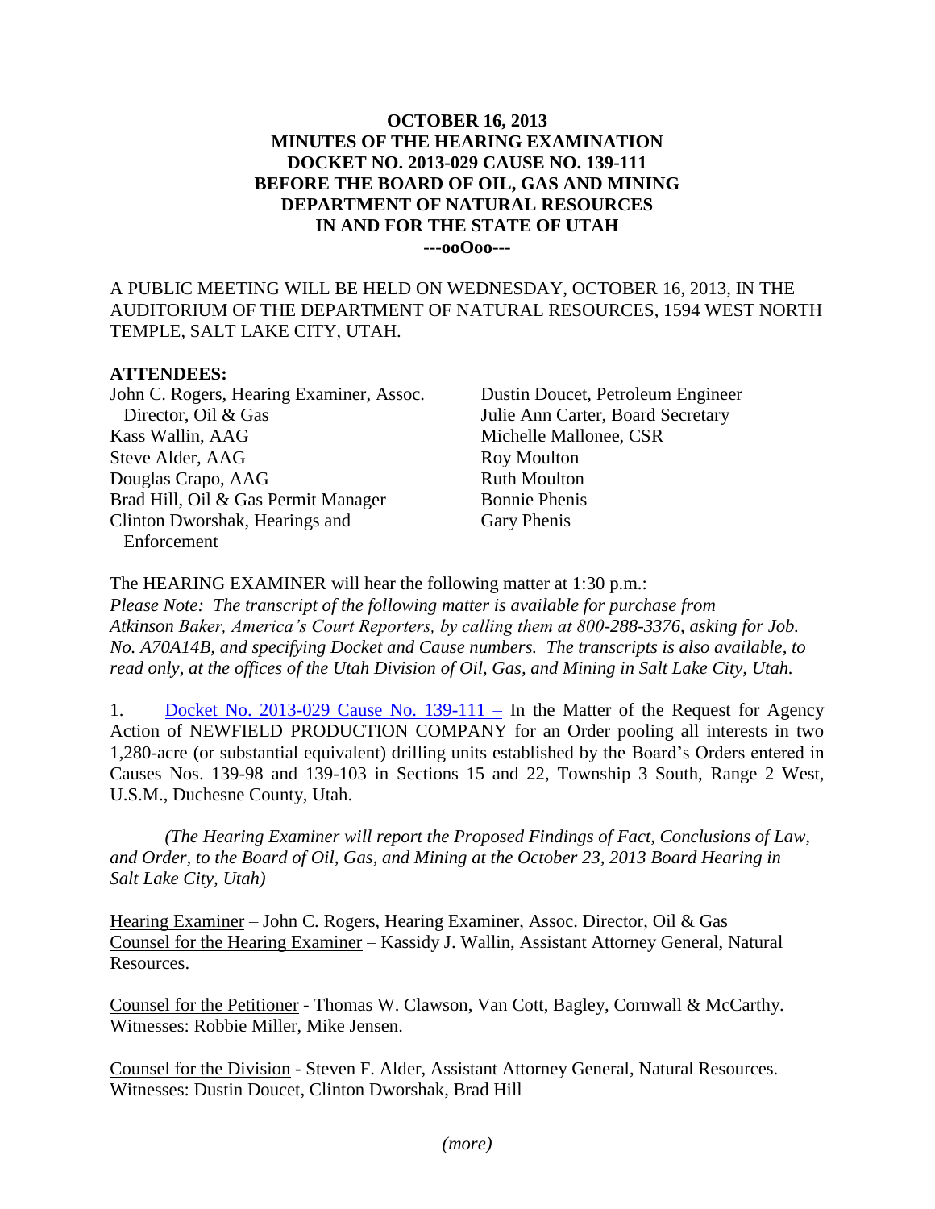# OCTOBER 16, 2013
# MINUTES OF THE HEARING EXAMINATION
# DOCKET NO. 2013-029 CAUSE NO. 139-111
# BEFORE THE BOARD OF OIL, GAS AND MINING
# DEPARTMENT OF NATURAL RESOURCES
# IN AND FOR THE STATE OF UTAH

**---ooOoo---**

A PUBLIC MEETING WILL BE HELD ON WEDNESDAY, OCTOBER 16, 2013, IN THE AUDITORIUM OF THE DEPARTMENT OF NATURAL RESOURCES, 1594 WEST NORTH TEMPLE, SALT LAKE CITY, UTAH.

**ATTENDEES:**

John C. Rogers, Hearing Examiner, Assoc. Director, Oil & Gas
Kass Wallin, AAG
Steve Alder, AAG
Douglas Crapo, AAG
Brad Hill, Oil & Gas Permit Manager
Clinton Dworshak, Hearings and Enforcement
Dustin Doucet, Petroleum Engineer
Julie Ann Carter, Board Secretary
Michelle Mallonee, CSR
Roy Moulton
Ruth Moulton
Bonnie Phenis
Gary Phenis

The HEARING EXAMINER will hear the following matter at 1:30 p.m.:
*Please Note: The transcript of the following matter is available for purchase from Atkinson Baker, America's Court Reporters, by calling them at 800-288-3376, asking for Job. No. A70A14B, and specifying Docket and Cause numbers. The transcripts is also available, to read only, at the offices of the Utah Division of Oil, Gas, and Mining in Salt Lake City, Utah.*

1. Docket No. 2013-029 Cause No. 139-111 – In the Matter of the Request for Agency Action of NEWFIELD PRODUCTION COMPANY for an Order pooling all interests in two 1,280-acre (or substantial equivalent) drilling units established by the Board's Orders entered in Causes Nos. 139-98 and 139-103 in Sections 15 and 22, Township 3 South, Range 2 West, U.S.M., Duchesne County, Utah.

*(The Hearing Examiner will report the Proposed Findings of Fact, Conclusions of Law, and Order, to the Board of Oil, Gas, and Mining at the October 23, 2013 Board Hearing in Salt Lake City, Utah)*

Hearing Examiner – John C. Rogers, Hearing Examiner, Assoc. Director, Oil & Gas
Counsel for the Hearing Examiner – Kassidy J. Wallin, Assistant Attorney General, Natural Resources.

Counsel for the Petitioner - Thomas W. Clawson, Van Cott, Bagley, Cornwall & McCarthy. Witnesses: Robbie Miller, Mike Jensen.

Counsel for the Division - Steven F. Alder, Assistant Attorney General, Natural Resources. Witnesses: Dustin Doucet, Clinton Dworshak, Brad Hill

*(more)*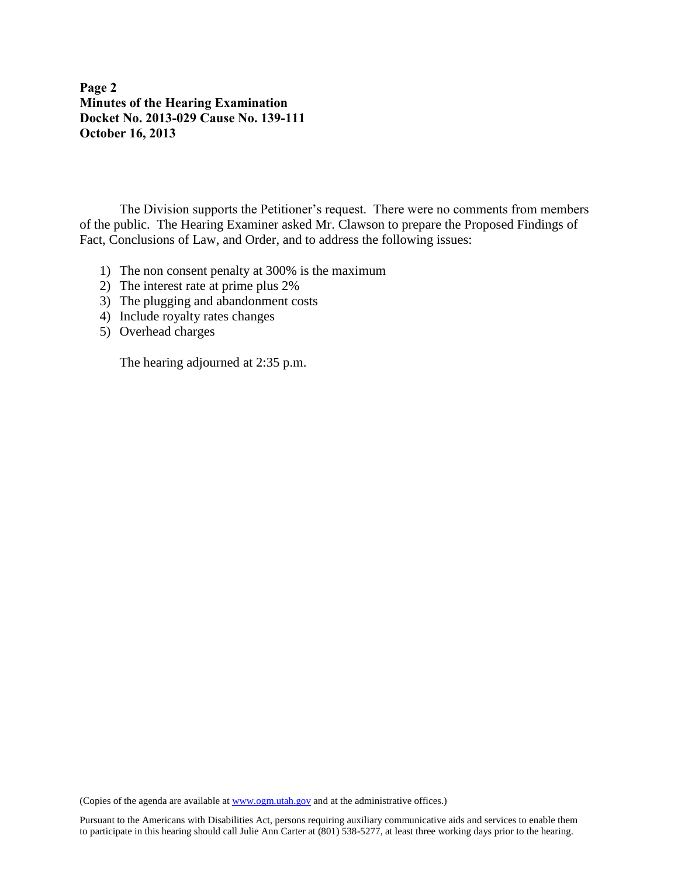The Division supports the Petitioner's request. There were no comments from members of the public. The Hearing Examiner asked Mr. Clawson to prepare the Proposed Findings of Fact, Conclusions of Law, and Order, and to address the following issues:

1) The non consent penalty at 300% is the maximum
2) The interest rate at prime plus 2%
3) The plugging and abandonment costs
4) Include royalty rates changes
5) Overhead charges

The hearing adjourned at 2:35 p.m.

(Copies of the agenda are available at www.ogm.utah.gov and at the administrative offices.)

Pursuant to the Americans with Disabilities Act, persons requiring auxiliary communicative aids and services to enable them to participate in this hearing should call Julie Ann Carter at (801) 538-5277, at least three working days prior to the hearing.